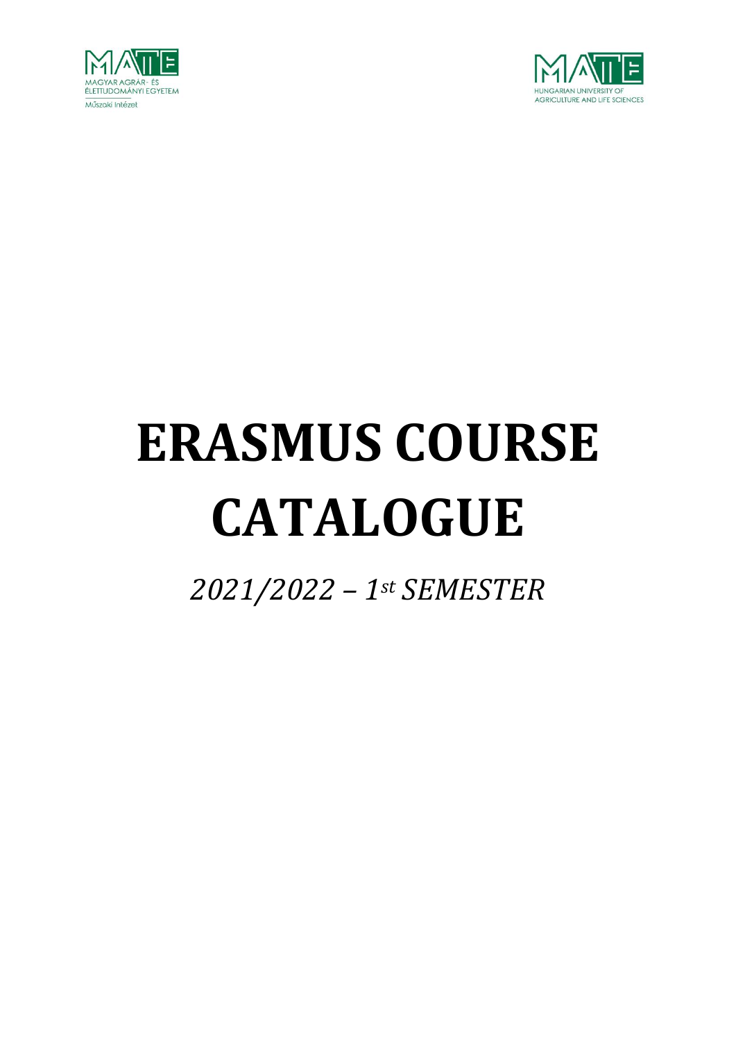MAGYAR AGRÁR- ÉS ÉLETTUDOMÁNYI EGYETEM

Műszaki Intézet

HUNGARIAN UNIVERSITY OF AGRICULTURE AND LIFE SCIENCES

# ERASMUS COURSE CATALOGUE

*2021/2022 – 1st SEMESTER*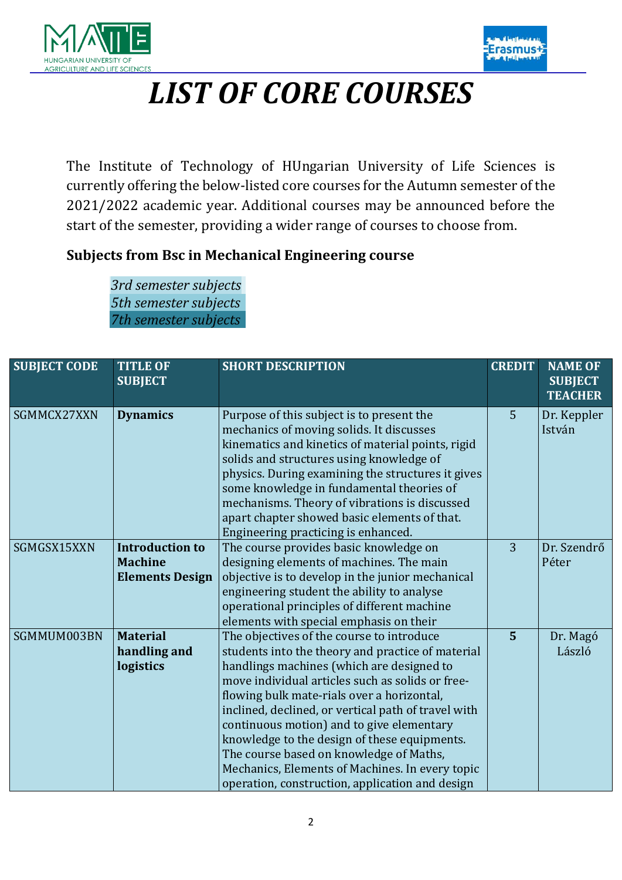# *LIST OF CORE COURSES*

The Institute of Technology of HUngarian University of Life Sciences is currently offering the below-listed core courses for the Autumn semester of the 2021/2022 academic year. Additional courses may be announced before the start of the semester, providing a wider range of courses to choose from.

**Subjects from Bsc in Mechanical Engineering course**

*3rd semester subjects*
*5th semester subjects*
*7th semester subjects*

| SUBJECT CODE | TITLE OF SUBJECT | SHORT DESCRIPTION | CREDIT | NAME OF SUBJECT TEACHER |
|---|---|---|---|---|
| SGMMCX27XXN | **Dynamics** | Purpose of this subject is to present the mechanics of moving solids. It discusses kinematics and kinetics of material points, rigid solids and structures using knowledge of physics. During examining the structures it gives some knowledge in fundamental theories of mechanisms. Theory of vibrations is discussed apart chapter showed basic elements of that. Engineering practicing is enhanced. | 5 | Dr. Keppler István |
| SGMGSX15XXN | **Introduction to Machine Elements Design** | The course provides basic knowledge on designing elements of machines. The main objective is to develop in the junior mechanical engineering student the ability to analyse operational principles of different machine elements with special emphasis on their | 3 | Dr. Szendrő Péter |
| SGMMUM003BN | **Material handling and logistics** | The objectives of the course to introduce students into the theory and practice of material handlings machines (which are designed to move individual articles such as solids or free-flowing bulk mate-rials over a horizontal, inclined, declined, or vertical path of travel with continuous motion) and to give elementary knowledge to the design of these equipments. The course based on knowledge of Maths, Mechanics, Elements of Machines. In every topic operation, construction, application and design | **5** | Dr. Magó László |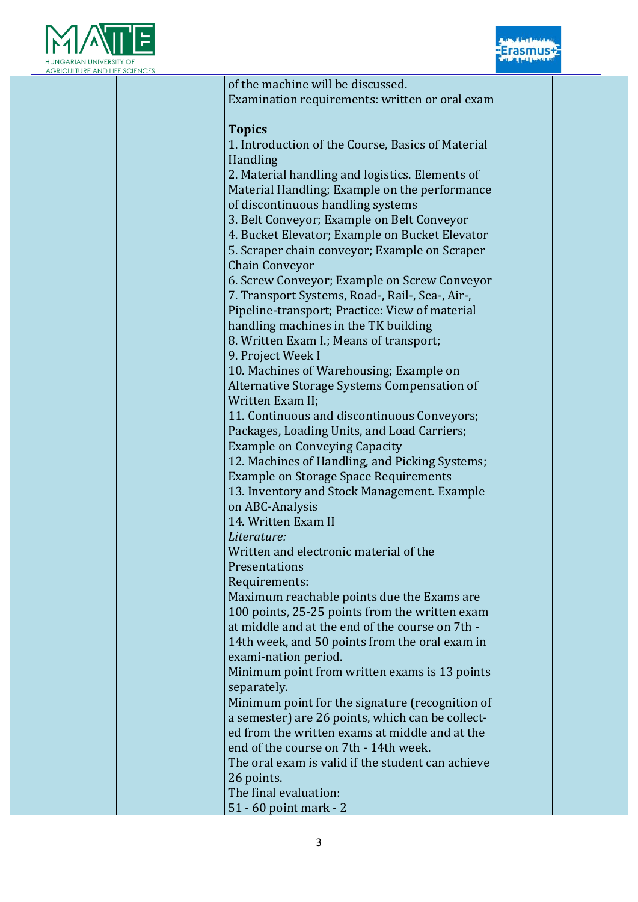| | | of the machine will be discussed.<br>Examination requirements: written or oral exam<br><br>**Topics**<br>1. Introduction of the Course, Basics of Material Handling<br>2. Material handling and logistics. Elements of Material Handling; Example on the performance of discontinuous handling systems<br>3. Belt Conveyor; Example on Belt Conveyor<br>4. Bucket Elevator; Example on Bucket Elevator<br>5. Scraper chain conveyor; Example on Scraper Chain Conveyor<br>6. Screw Conveyor; Example on Screw Conveyor<br>7. Transport Systems, Road-, Rail-, Sea-, Air-, Pipeline-transport; Practice: View of material handling machines in the TK building<br>8. Written Exam I.; Means of transport;<br>9. Project Week I<br>10. Machines of Warehousing; Example on Alternative Storage Systems Compensation of Written Exam II;<br>11. Continuous and discontinuous Conveyors; Packages, Loading Units, and Load Carriers; Example on Conveying Capacity<br>12. Machines of Handling, and Picking Systems; Example on Storage Space Requirements<br>13. Inventory and Stock Management. Example on ABC-Analysis<br>14. Written Exam II<br>*Literature:*<br>Written and electronic material of the Presentations<br>Requirements:<br>Maximum reachable points due the Exams are 100 points, 25-25 points from the written exam at middle and at the end of the course on 7th - 14th week, and 50 points from the oral exam in exami-nation period.<br>Minimum point from written exams is 13 points separately.<br>Minimum point for the signature (recognition of a semester) are 26 points, which can be collect-ed from the written exams at middle and at the end of the course on 7th - 14th week.<br>The oral exam is valid if the student can achieve 26 points.<br>The final evaluation:<br>51 - 60 point mark - 2 | | |
|---|---|---|---|---|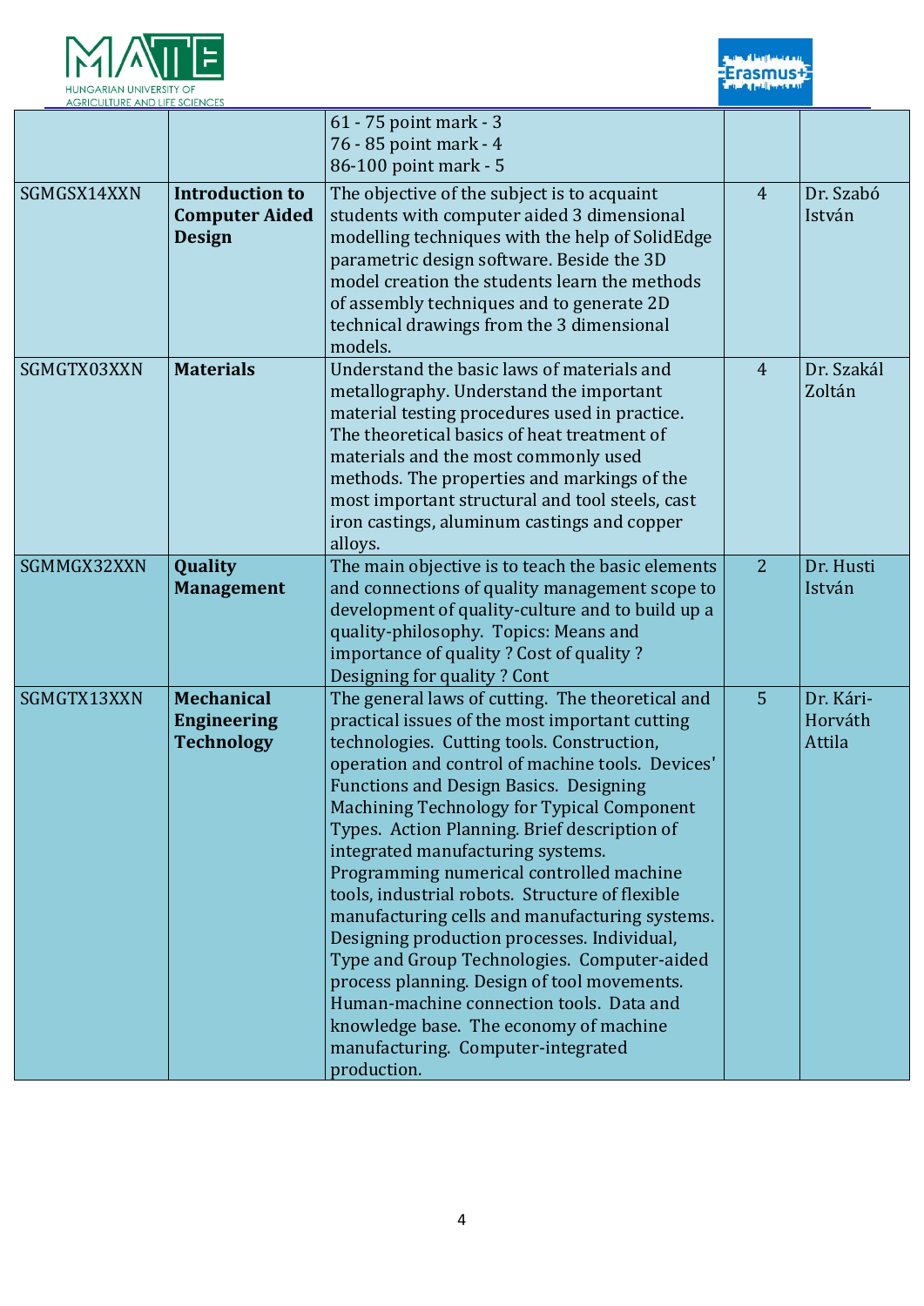| | | | | |
|---|---|---|---|---|
| | | 61 - 75 point mark - 3<br>76 - 85 point mark - 4<br>86-100 point mark - 5 | | |
| SGMGSX14XXN | **Introduction to Computer Aided Design** | The objective of the subject is to acquaint students with computer aided 3 dimensional modelling techniques with the help of SolidEdge parametric design software. Beside the 3D model creation the students learn the methods of assembly techniques and to generate 2D technical drawings from the 3 dimensional models. | 4 | Dr. Szabó István |
| SGMGTX03XXN | **Materials** | Understand the basic laws of materials and metallography. Understand the important material testing procedures used in practice. The theoretical basics of heat treatment of materials and the most commonly used methods. The properties and markings of the most important structural and tool steels, cast iron castings, aluminum castings and copper alloys. | 4 | Dr. Szakál Zoltán |
| SGMMGX32XXN | **Quality Management** | The main objective is to teach the basic elements and connections of quality management scope to development of quality-culture and to build up a quality-philosophy. Topics: Means and importance of quality ? Cost of quality ? Designing for quality ? Cont | 2 | Dr. Husti István |
| SGMGTX13XXN | **Mechanical Engineering Technology** | The general laws of cutting. The theoretical and practical issues of the most important cutting technologies. Cutting tools. Construction, operation and control of machine tools. Devices' Functions and Design Basics. Designing Machining Technology for Typical Component Types. Action Planning. Brief description of integrated manufacturing systems. Programming numerical controlled machine tools, industrial robots. Structure of flexible manufacturing cells and manufacturing systems. Designing production processes. Individual, Type and Group Technologies. Computer-aided process planning. Design of tool movements. Human-machine connection tools. Data and knowledge base. The economy of machine manufacturing. Computer-integrated production. | 5 | Dr. Kári-Horváth Attila |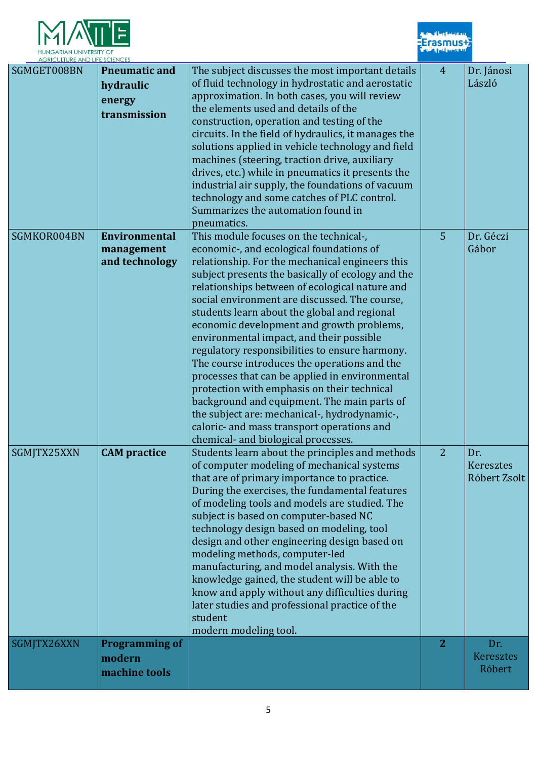| | | | | |
|---|---|---|---|---|
| SGMGET008BN | **Pneumatic and hydraulic energy transmission** | The subject discusses the most important details of fluid technology in hydrostatic and aerostatic approximation. In both cases, you will review the elements used and details of the construction, operation and testing of the circuits. In the field of hydraulics, it manages the solutions applied in vehicle technology and field machines (steering, traction drive, auxiliary drives, etc.) while in pneumatics it presents the industrial air supply, the foundations of vacuum technology and some catches of PLC control. Summarizes the automation found in pneumatics. | 4 | Dr. Jánosi László |
| SGMKOR004BN | **Environmental management and technology** | This module focuses on the technical-, economic-, and ecological foundations of relationship. For the mechanical engineers this subject presents the basically of ecology and the relationships between of ecological nature and social environment are discussed. The course, students learn about the global and regional economic development and growth problems, environmental impact, and their possible regulatory responsibilities to ensure harmony. The course introduces the operations and the processes that can be applied in environmental protection with emphasis on their technical background and equipment. The main parts of the subject are: mechanical-, hydrodynamic-, caloric- and mass transport operations and chemical- and biological processes. | 5 | Dr. Géczi Gábor |
| SGMJTX25XXN | **CAM practice** | Students learn about the principles and methods of computer modeling of mechanical systems that are of primary importance to practice. During the exercises, the fundamental features of modeling tools and models are studied. The subject is based on computer-based NC technology design based on modeling, tool design and other engineering design based on modeling methods, computer-led manufacturing, and model analysis. With the knowledge gained, the student will be able to know and apply without any difficulties during later studies and professional practice of the student modern modeling tool. | 2 | Dr. Keresztes Róbert Zsolt |
| SGMJTX26XXN | **Programming of modern machine tools** | | **2** | Dr. Keresztes Róbert |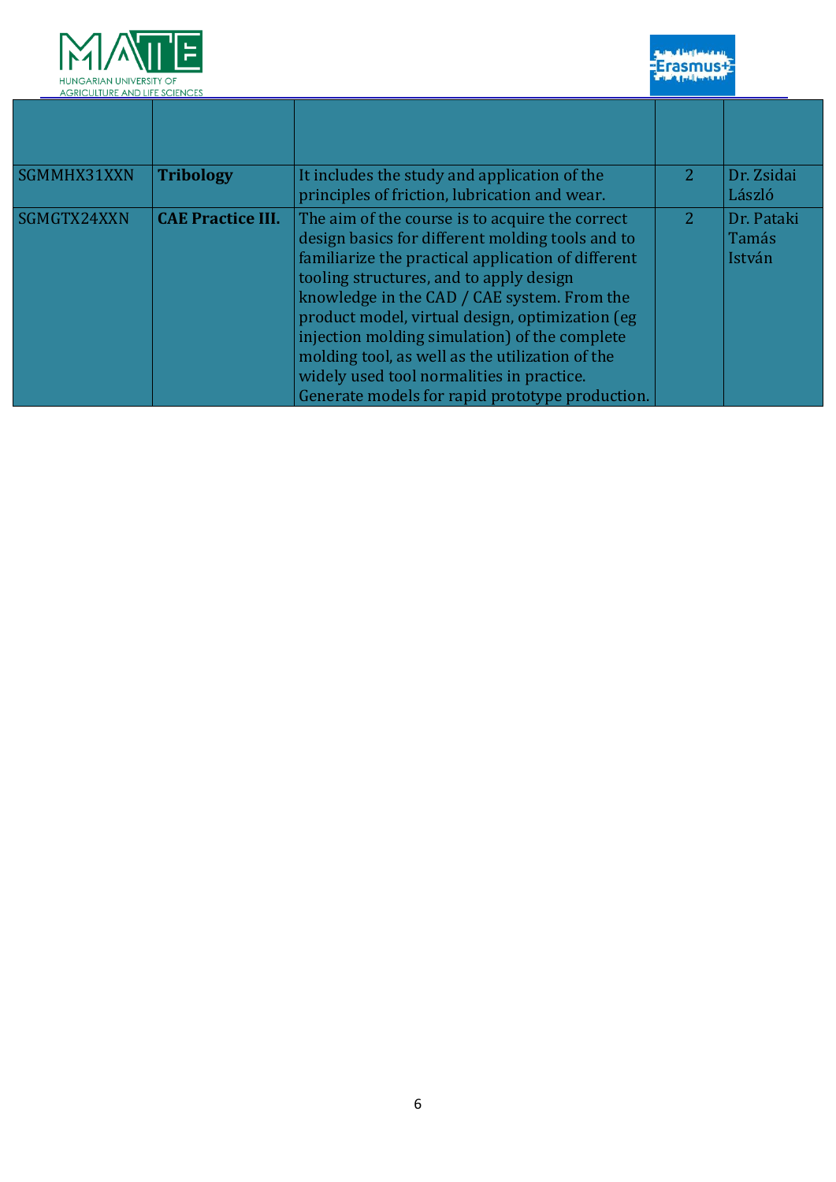| | | | | |
|---|---|---|---|---|
| SGMMHX31XXN | **Tribology** | It includes the study and application of the principles of friction, lubrication and wear. | 2 | Dr. Zsidai László |
| SGMGTX24XXN | **CAE Practice III.** | The aim of the course is to acquire the correct design basics for different molding tools and to familiarize the practical application of different tooling structures, and to apply design knowledge in the CAD / CAE system. From the product model, virtual design, optimization (eg injection molding simulation) of the complete molding tool, as well as the utilization of the widely used tool normalities in practice. Generate models for rapid prototype production. | 2 | Dr. Pataki Tamás István |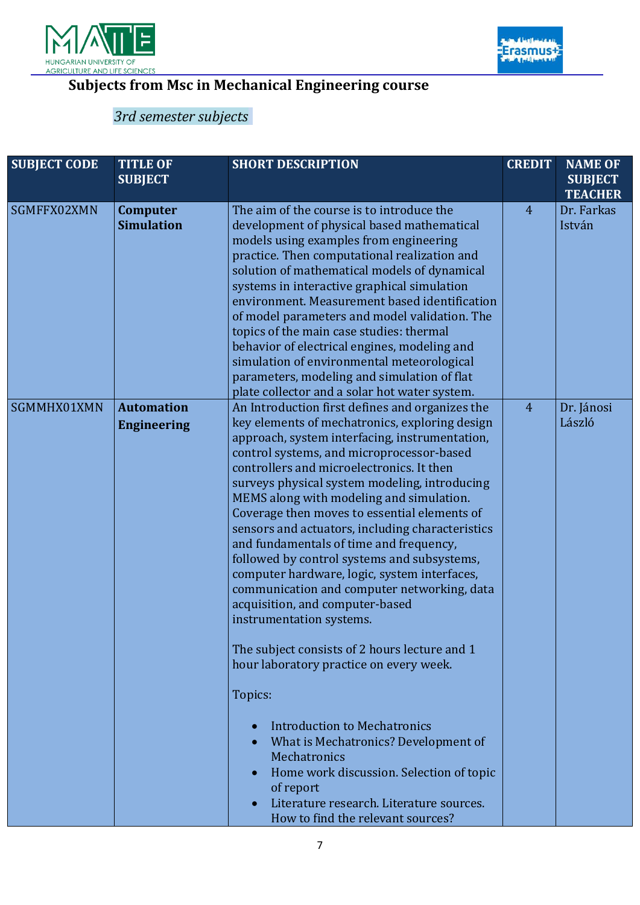## Subjects from Msc in Mechanical Engineering course

*3rd semester subjects*

| SUBJECT CODE | TITLE OF SUBJECT | SHORT DESCRIPTION | CREDIT | NAME OF SUBJECT TEACHER |
|---|---|---|---|---|
| SGMFFX02XMN | **Computer Simulation** | The aim of the course is to introduce the development of physical based mathematical models using examples from engineering practice. Then computational realization and solution of mathematical models of dynamical systems in interactive graphical simulation environment. Measurement based identification of model parameters and model validation. The topics of the main case studies: thermal behavior of electrical engines, modeling and simulation of environmental meteorological parameters, modeling and simulation of flat plate collector and a solar hot water system. | 4 | Dr. Farkas István |
| SGMMHX01XMN | **Automation Engineering** | An Introduction first defines and organizes the key elements of mechatronics, exploring design approach, system interfacing, instrumentation, control systems, and microprocessor-based controllers and microelectronics. It then surveys physical system modeling, introducing MEMS along with modeling and simulation. Coverage then moves to essential elements of sensors and actuators, including characteristics and fundamentals of time and frequency, followed by control systems and subsystems, computer hardware, logic, system interfaces, communication and computer networking, data acquisition, and computer-based instrumentation systems.<br><br>The subject consists of 2 hours lecture and 1 hour laboratory practice on every week.<br><br>Topics:<br><br>• Introduction to Mechatronics<br>• What is Mechatronics? Development of Mechatronics<br>• Home work discussion. Selection of topic of report<br>• Literature research. Literature sources. How to find the relevant sources? | 4 | Dr. Jánosi László |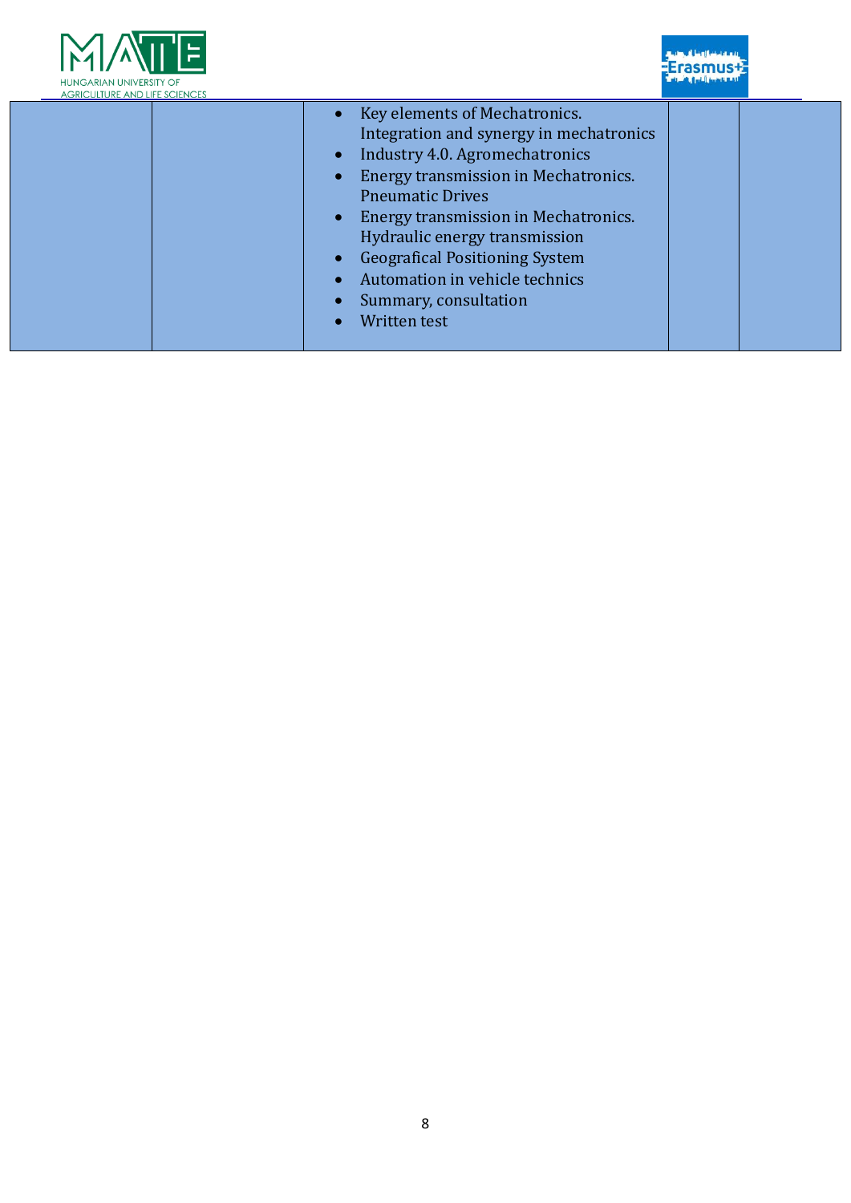| | | | | |
|---|---|---|---|---|
| | | • Key elements of Mechatronics. Integration and synergy in mechatronics<br>• Industry 4.0. Agromechatronics<br>• Energy transmission in Mechatronics. Pneumatic Drives<br>• Energy transmission in Mechatronics. Hydraulic energy transmission<br>• Geografical Positioning System<br>• Automation in vehicle technics<br>• Summary, consultation<br>• Written test | | |